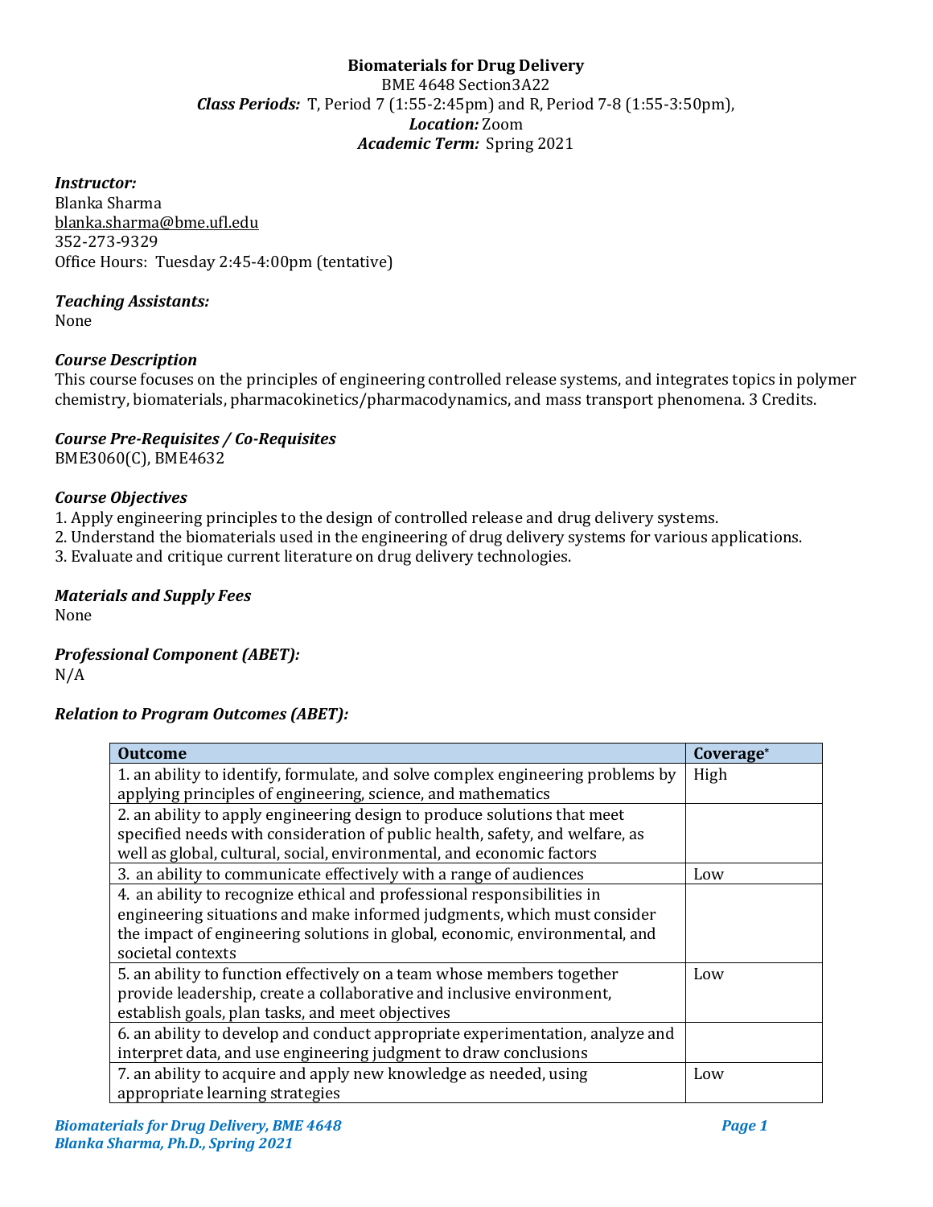# Biomaterials for Drug Delivery

BME 4648 Section3A22

***Class Periods:*** T, Period 7 (1:55-2:45pm) and R, Period 7-8 (1:55-3:50pm),

***Location:*** Zoom

***Academic Term:*** Spring 2021

### *Instructor:*

Blanka Sharma
blanka.sharma@bme.ufl.edu
352-273-9329
Office Hours: Tuesday 2:45-4:00pm (tentative)

### *Teaching Assistants:*

None

### *Course Description*

This course focuses on the principles of engineering controlled release systems, and integrates topics in polymer chemistry, biomaterials, pharmacokinetics/pharmacodynamics, and mass transport phenomena. 3 Credits.

### *Course Pre-Requisites / Co-Requisites*

BME3060(C), BME4632

### *Course Objectives*

1. Apply engineering principles to the design of controlled release and drug delivery systems.
2. Understand the biomaterials used in the engineering of drug delivery systems for various applications.
3. Evaluate and critique current literature on drug delivery technologies.

### *Materials and Supply Fees*

None

### *Professional Component (ABET):*

N/A

### *Relation to Program Outcomes (ABET):*

| Outcome | Coverage* |
|---|---|
| 1. an ability to identify, formulate, and solve complex engineering problems by applying principles of engineering, science, and mathematics | High |
| 2. an ability to apply engineering design to produce solutions that meet specified needs with consideration of public health, safety, and welfare, as well as global, cultural, social, environmental, and economic factors | |
| 3. an ability to communicate effectively with a range of audiences | Low |
| 4. an ability to recognize ethical and professional responsibilities in engineering situations and make informed judgments, which must consider the impact of engineering solutions in global, economic, environmental, and societal contexts | |
| 5. an ability to function effectively on a team whose members together provide leadership, create a collaborative and inclusive environment, establish goals, plan tasks, and meet objectives | Low |
| 6. an ability to develop and conduct appropriate experimentation, analyze and interpret data, and use engineering judgment to draw conclusions | |
| 7. an ability to acquire and apply new knowledge as needed, using appropriate learning strategies | Low |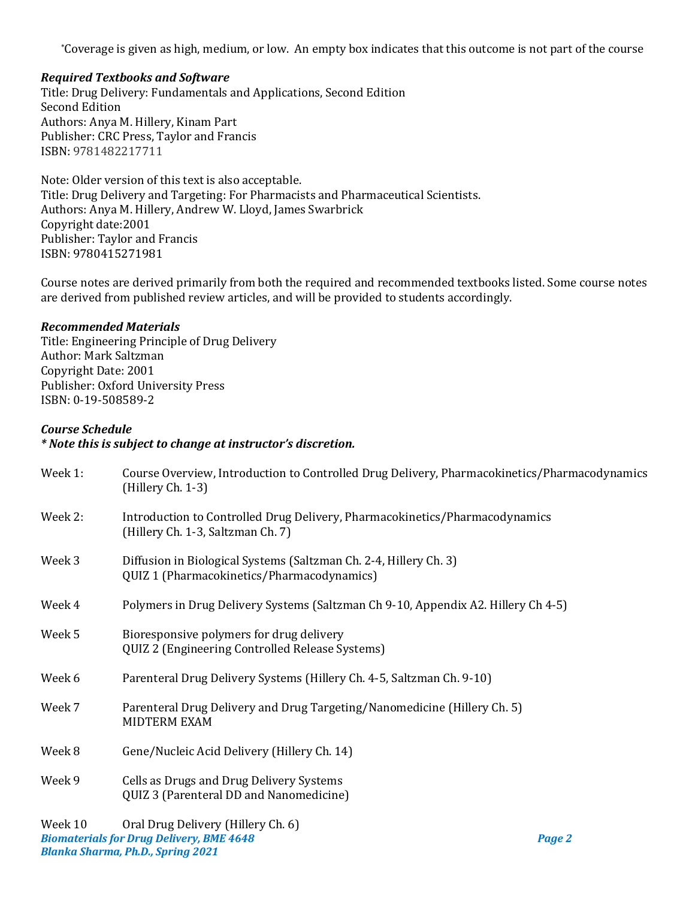*Coverage is given as high, medium, or low. An empty box indicates that this outcome is not part of the course

### *Required Textbooks and Software*

Title: Drug Delivery: Fundamentals and Applications, Second Edition
Second Edition
Authors: Anya M. Hillery, Kinam Part
Publisher: CRC Press, Taylor and Francis
ISBN: 9781482217711

Note: Older version of this text is also acceptable.
Title: Drug Delivery and Targeting: For Pharmacists and Pharmaceutical Scientists.
Authors: Anya M. Hillery, Andrew W. Lloyd, James Swarbrick
Copyright date:2001
Publisher: Taylor and Francis
ISBN: 9780415271981

Course notes are derived primarily from both the required and recommended textbooks listed. Some course notes are derived from published review articles, and will be provided to students accordingly.

### *Recommended Materials*

Title: Engineering Principle of Drug Delivery
Author: Mark Saltzman
Copyright Date: 2001
Publisher: Oxford University Press
ISBN: 0-19-508589-2

### *Course Schedule*

***\* Note this is subject to change at instructor's discretion.***

Week 1: Course Overview, Introduction to Controlled Drug Delivery, Pharmacokinetics/Pharmacodynamics (Hillery Ch. 1-3)

Week 2: Introduction to Controlled Drug Delivery, Pharmacokinetics/Pharmacodynamics (Hillery Ch. 1-3, Saltzman Ch. 7)

Week 3 Diffusion in Biological Systems (Saltzman Ch. 2-4, Hillery Ch. 3)
QUIZ 1 (Pharmacokinetics/Pharmacodynamics)

Week 4 Polymers in Drug Delivery Systems (Saltzman Ch 9-10, Appendix A2. Hillery Ch 4-5)

Week 5 Bioresponsive polymers for drug delivery
QUIZ 2 (Engineering Controlled Release Systems)

Week 6 Parenteral Drug Delivery Systems (Hillery Ch. 4-5, Saltzman Ch. 9-10)

Week 7 Parenteral Drug Delivery and Drug Targeting/Nanomedicine (Hillery Ch. 5)
MIDTERM EXAM

Week 8 Gene/Nucleic Acid Delivery (Hillery Ch. 14)

Week 9 Cells as Drugs and Drug Delivery Systems
QUIZ 3 (Parenteral DD and Nanomedicine)

Week 10 Oral Drug Delivery (Hillery Ch. 6)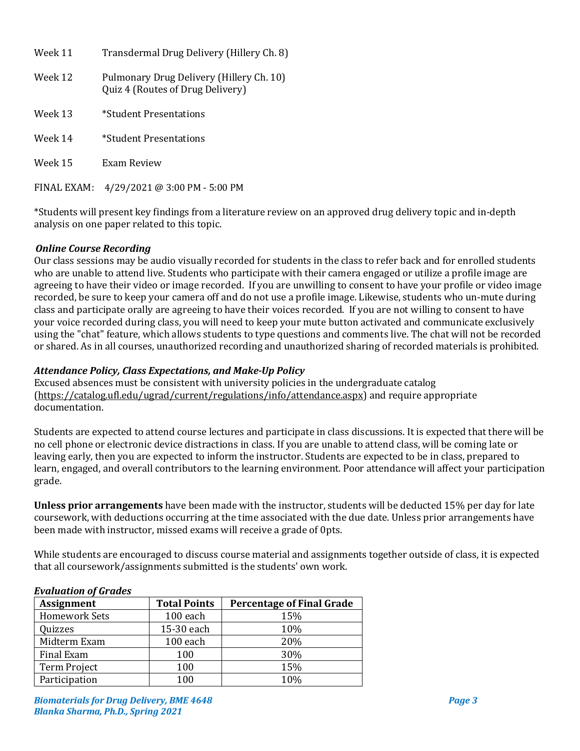Week 11 Transdermal Drug Delivery (Hillery Ch. 8)

Week 12 Pulmonary Drug Delivery (Hillery Ch. 10)
Quiz 4 (Routes of Drug Delivery)

Week 13 *Student Presentations

Week 14 *Student Presentations

Week 15 Exam Review

FINAL EXAM: 4/29/2021 @ 3:00 PM - 5:00 PM

*Students will present key findings from a literature review on an approved drug delivery topic and in-depth analysis on one paper related to this topic.

### *Online Course Recording*

Our class sessions may be audio visually recorded for students in the class to refer back and for enrolled students who are unable to attend live. Students who participate with their camera engaged or utilize a profile image are agreeing to have their video or image recorded. If you are unwilling to consent to have your profile or video image recorded, be sure to keep your camera off and do not use a profile image. Likewise, students who un-mute during class and participate orally are agreeing to have their voices recorded. If you are not willing to consent to have your voice recorded during class, you will need to keep your mute button activated and communicate exclusively using the "chat" feature, which allows students to type questions and comments live. The chat will not be recorded or shared. As in all courses, unauthorized recording and unauthorized sharing of recorded materials is prohibited.

### *Attendance Policy, Class Expectations, and Make-Up Policy*

Excused absences must be consistent with university policies in the undergraduate catalog (https://catalog.ufl.edu/ugrad/current/regulations/info/attendance.aspx) and require appropriate documentation.

Students are expected to attend course lectures and participate in class discussions. It is expected that there will be no cell phone or electronic device distractions in class. If you are unable to attend class, will be coming late or leaving early, then you are expected to inform the instructor. Students are expected to be in class, prepared to learn, engaged, and overall contributors to the learning environment. Poor attendance will affect your participation grade.

**Unless prior arrangements** have been made with the instructor, students will be deducted 15% per day for late coursework, with deductions occurring at the time associated with the due date. Unless prior arrangements have been made with instructor, missed exams will receive a grade of 0pts.

While students are encouraged to discuss course material and assignments together outside of class, it is expected that all coursework/assignments submitted is the students' own work.

### *Evaluation of Grades*

| Assignment | Total Points | Percentage of Final Grade |
|---|---|---|
| Homework Sets | 100 each | 15% |
| Quizzes | 15-30 each | 10% |
| Midterm Exam | 100 each | 20% |
| Final Exam | 100 | 30% |
| Term Project | 100 | 15% |
| Participation | 100 | 10% |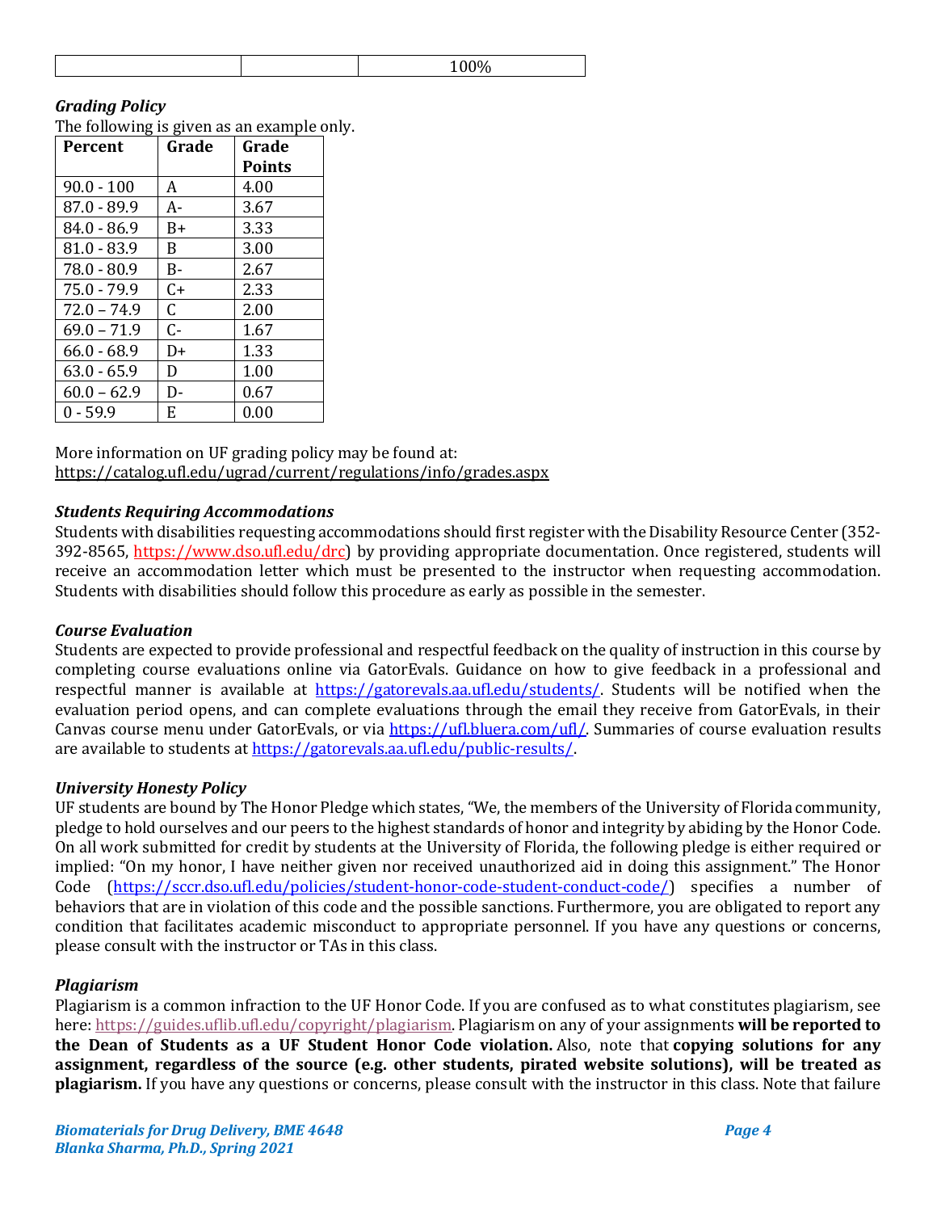|  |  | 100% |
| --- | --- | --- |

***Grading Policy***

The following is given as an example only.

| Percent | Grade | Grade Points |
| --- | --- | --- |
| 90.0 - 100 | A | 4.00 |
| 87.0 - 89.9 | A- | 3.67 |
| 84.0 - 86.9 | B+ | 3.33 |
| 81.0 - 83.9 | B | 3.00 |
| 78.0 - 80.9 | B- | 2.67 |
| 75.0 - 79.9 | C+ | 2.33 |
| 72.0 – 74.9 | C | 2.00 |
| 69.0 – 71.9 | C- | 1.67 |
| 66.0 - 68.9 | D+ | 1.33 |
| 63.0 - 65.9 | D | 1.00 |
| 60.0 – 62.9 | D- | 0.67 |
| 0 - 59.9 | E | 0.00 |

More information on UF grading policy may be found at:
https://catalog.ufl.edu/ugrad/current/regulations/info/grades.aspx

***Students Requiring Accommodations***

Students with disabilities requesting accommodations should first register with the Disability Resource Center (352-392-8565, https://www.dso.ufl.edu/drc) by providing appropriate documentation. Once registered, students will receive an accommodation letter which must be presented to the instructor when requesting accommodation. Students with disabilities should follow this procedure as early as possible in the semester.

***Course Evaluation***

Students are expected to provide professional and respectful feedback on the quality of instruction in this course by completing course evaluations online via GatorEvals. Guidance on how to give feedback in a professional and respectful manner is available at https://gatorevals.aa.ufl.edu/students/. Students will be notified when the evaluation period opens, and can complete evaluations through the email they receive from GatorEvals, in their Canvas course menu under GatorEvals, or via https://ufl.bluera.com/ufl/. Summaries of course evaluation results are available to students at https://gatorevals.aa.ufl.edu/public-results/.

***University Honesty Policy***

UF students are bound by The Honor Pledge which states, "We, the members of the University of Florida community, pledge to hold ourselves and our peers to the highest standards of honor and integrity by abiding by the Honor Code. On all work submitted for credit by students at the University of Florida, the following pledge is either required or implied: "On my honor, I have neither given nor received unauthorized aid in doing this assignment." The Honor Code (https://sccr.dso.ufl.edu/policies/student-honor-code-student-conduct-code/) specifies a number of behaviors that are in violation of this code and the possible sanctions. Furthermore, you are obligated to report any condition that facilitates academic misconduct to appropriate personnel. If you have any questions or concerns, please consult with the instructor or TAs in this class.

***Plagiarism***

Plagiarism is a common infraction to the UF Honor Code. If you are confused as to what constitutes plagiarism, see here: https://guides.uflib.ufl.edu/copyright/plagiarism. Plagiarism on any of your assignments **will be reported to the Dean of Students as a UF Student Honor Code violation.** Also, note that **copying solutions for any assignment, regardless of the source (e.g. other students, pirated website solutions), will be treated as plagiarism.** If you have any questions or concerns, please consult with the instructor in this class. Note that failure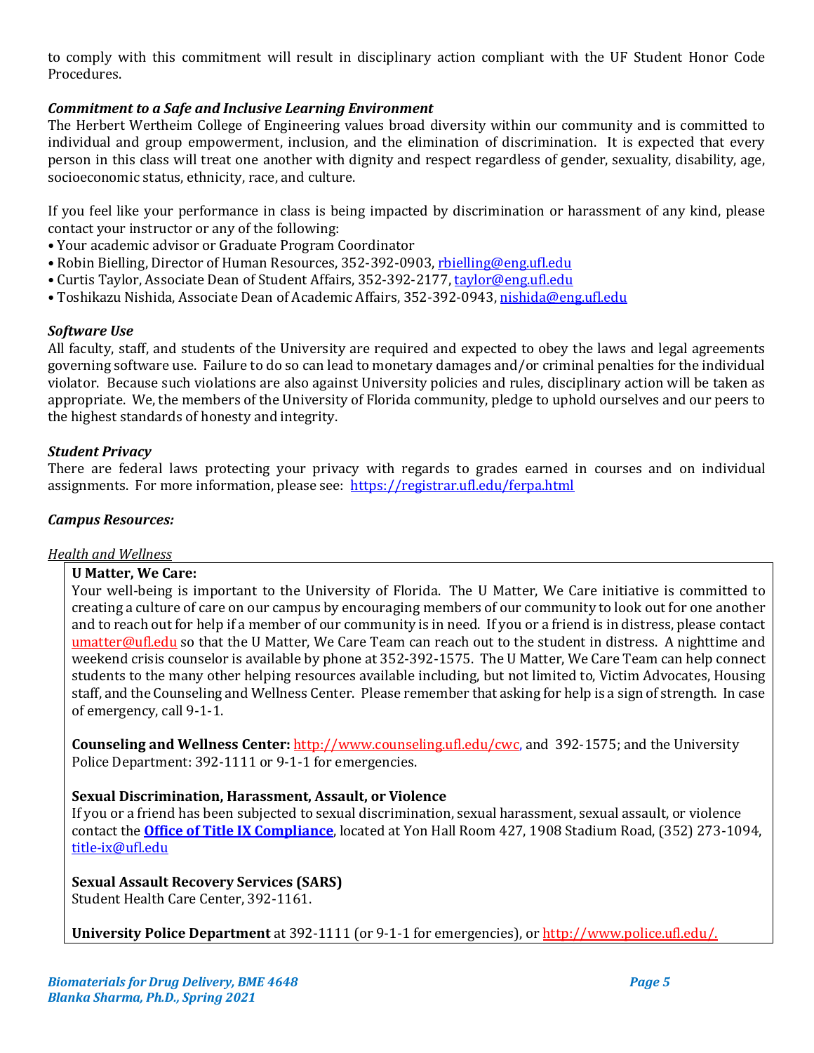to comply with this commitment will result in disciplinary action compliant with the UF Student Honor Code Procedures.

***Commitment to a Safe and Inclusive Learning Environment***

The Herbert Wertheim College of Engineering values broad diversity within our community and is committed to individual and group empowerment, inclusion, and the elimination of discrimination. It is expected that every person in this class will treat one another with dignity and respect regardless of gender, sexuality, disability, age, socioeconomic status, ethnicity, race, and culture.

If you feel like your performance in class is being impacted by discrimination or harassment of any kind, please contact your instructor or any of the following:

- Your academic advisor or Graduate Program Coordinator
- Robin Bielling, Director of Human Resources, 352-392-0903, rbielling@eng.ufl.edu
- Curtis Taylor, Associate Dean of Student Affairs, 352-392-2177, taylor@eng.ufl.edu
- Toshikazu Nishida, Associate Dean of Academic Affairs, 352-392-0943, nishida@eng.ufl.edu

***Software Use***

All faculty, staff, and students of the University are required and expected to obey the laws and legal agreements governing software use. Failure to do so can lead to monetary damages and/or criminal penalties for the individual violator. Because such violations are also against University policies and rules, disciplinary action will be taken as appropriate. We, the members of the University of Florida community, pledge to uphold ourselves and our peers to the highest standards of honesty and integrity.

***Student Privacy***

There are federal laws protecting your privacy with regards to grades earned in courses and on individual assignments. For more information, please see: https://registrar.ufl.edu/ferpa.html

***Campus Resources:***

*Health and Wellness*

**U Matter, We Care:**

Your well-being is important to the University of Florida. The U Matter, We Care initiative is committed to creating a culture of care on our campus by encouraging members of our community to look out for one another and to reach out for help if a member of our community is in need. If you or a friend is in distress, please contact umatter@ufl.edu so that the U Matter, We Care Team can reach out to the student in distress. A nighttime and weekend crisis counselor is available by phone at 352-392-1575. The U Matter, We Care Team can help connect students to the many other helping resources available including, but not limited to, Victim Advocates, Housing staff, and the Counseling and Wellness Center. Please remember that asking for help is a sign of strength. In case of emergency, call 9-1-1.

**Counseling and Wellness Center:** http://www.counseling.ufl.edu/cwc, and 392-1575; and the University Police Department: 392-1111 or 9-1-1 for emergencies.

**Sexual Discrimination, Harassment, Assault, or Violence**

If you or a friend has been subjected to sexual discrimination, sexual harassment, sexual assault, or violence contact the **Office of Title IX Compliance**, located at Yon Hall Room 427, 1908 Stadium Road, (352) 273-1094, title-ix@ufl.edu

**Sexual Assault Recovery Services (SARS)**

Student Health Care Center, 392-1161.

**University Police Department** at 392-1111 (or 9-1-1 for emergencies), or http://www.police.ufl.edu/.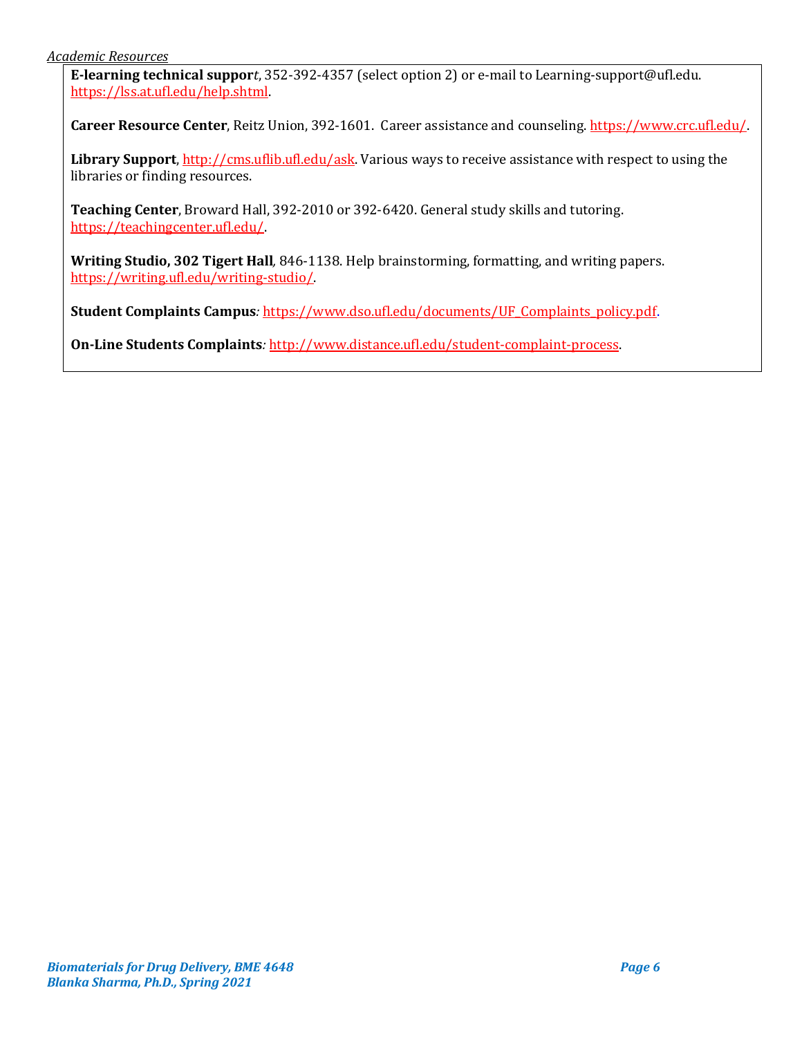*Academic Resources*

**E-learning technical suppor***t*, 352-392-4357 (select option 2) or e-mail to Learning-support@ufl.edu. https://lss.at.ufl.edu/help.shtml.

**Career Resource Center**, Reitz Union, 392-1601. Career assistance and counseling. https://www.crc.ufl.edu/.

**Library Support**, http://cms.uflib.ufl.edu/ask. Various ways to receive assistance with respect to using the libraries or finding resources.

**Teaching Center**, Broward Hall, 392-2010 or 392-6420. General study skills and tutoring. https://teachingcenter.ufl.edu/.

**Writing Studio, 302 Tigert Hall***,* 846-1138. Help brainstorming, formatting, and writing papers. https://writing.ufl.edu/writing-studio/.

**Student Complaints Campus***:* https://www.dso.ufl.edu/documents/UF_Complaints_policy.pdf.

**On-Line Students Complaints***:* http://www.distance.ufl.edu/student-complaint-process.